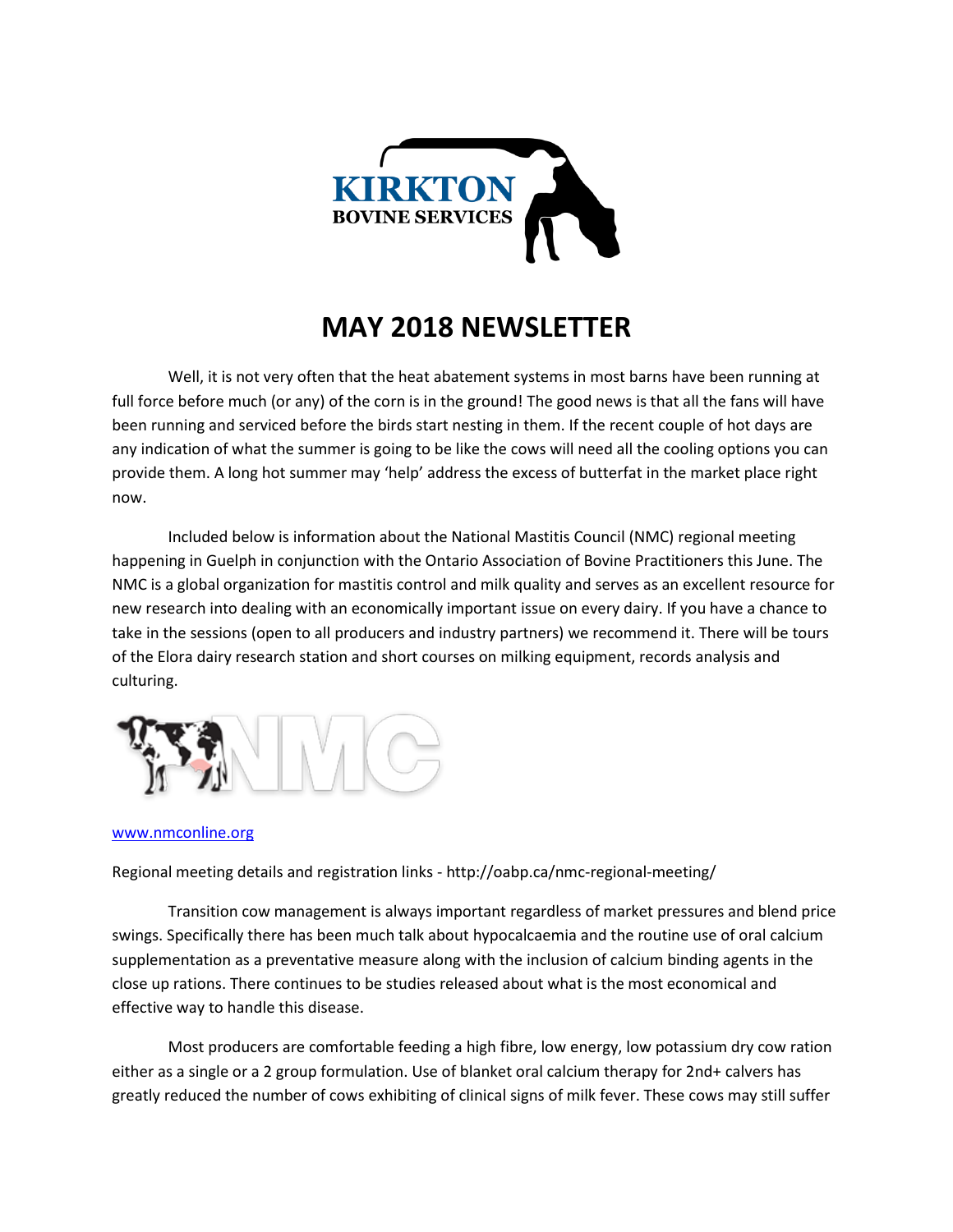KIRKTON BOVINE SERVICES

# MAY 2018 NEWSLETTER

Well, it is not very often that the heat abatement systems in most barns have been running at full force before much (or any) of the corn is in the ground! The good news is that all the fans will have been running and serviced before the birds start nesting in them. If the recent couple of hot days are any indication of what the summer is going to be like the cows will need all the cooling options you can provide them. A long hot summer may 'help' address the excess of butterfat in the market place right now.

Included below is information about the National Mastitis Council (NMC) regional meeting happening in Guelph in conjunction with the Ontario Association of Bovine Practitioners this June. The NMC is a global organization for mastitis control and milk quality and serves as an excellent resource for new research into dealing with an economically important issue on every dairy. If you have a chance to take in the sessions (open to all producers and industry partners) we recommend it. There will be tours of the Elora dairy research station and short courses on milking equipment, records analysis and culturing.

NMC

[www.nmconline.org](http://www.nmconline.org)

Regional meeting details and registration links - http://oabp.ca/nmc-regional-meeting/

Transition cow management is always important regardless of market pressures and blend price swings. Specifically there has been much talk about hypocalcaemia and the routine use of oral calcium supplementation as a preventative measure along with the inclusion of calcium binding agents in the close up rations. There continues to be studies released about what is the most economical and effective way to handle this disease.

Most producers are comfortable feeding a high fibre, low energy, low potassium dry cow ration either as a single or a 2 group formulation. Use of blanket oral calcium therapy for 2nd+ calvers has greatly reduced the number of cows exhibiting of clinical signs of milk fever. These cows may still suffer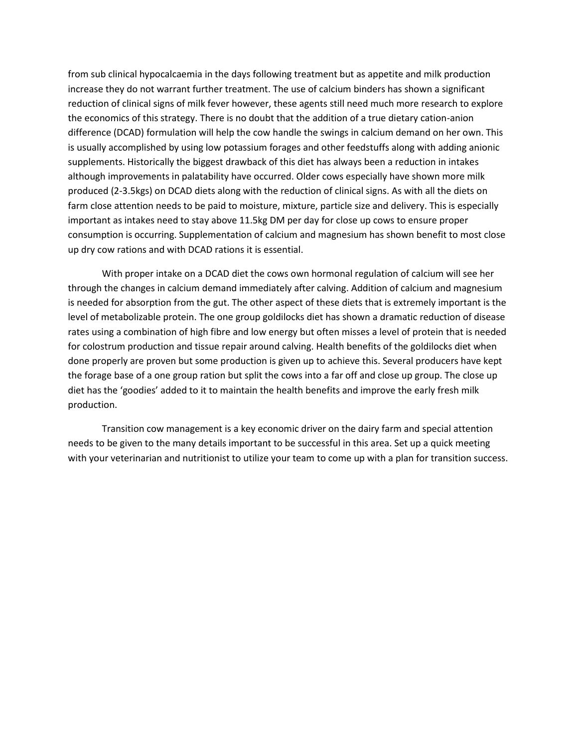from sub clinical hypocalcaemia in the days following treatment but as appetite and milk production increase they do not warrant further treatment. The use of calcium binders has shown a significant reduction of clinical signs of milk fever however, these agents still need much more research to explore the economics of this strategy. There is no doubt that the addition of a true dietary cation-anion difference (DCAD) formulation will help the cow handle the swings in calcium demand on her own. This is usually accomplished by using low potassium forages and other feedstuffs along with adding anionic supplements. Historically the biggest drawback of this diet has always been a reduction in intakes although improvements in palatability have occurred. Older cows especially have shown more milk produced (2-3.5kgs) on DCAD diets along with the reduction of clinical signs. As with all the diets on farm close attention needs to be paid to moisture, mixture, particle size and delivery. This is especially important as intakes need to stay above 11.5kg DM per day for close up cows to ensure proper consumption is occurring. Supplementation of calcium and magnesium has shown benefit to most close up dry cow rations and with DCAD rations it is essential.

With proper intake on a DCAD diet the cows own hormonal regulation of calcium will see her through the changes in calcium demand immediately after calving. Addition of calcium and magnesium is needed for absorption from the gut. The other aspect of these diets that is extremely important is the level of metabolizable protein. The one group goldilocks diet has shown a dramatic reduction of disease rates using a combination of high fibre and low energy but often misses a level of protein that is needed for colostrum production and tissue repair around calving. Health benefits of the goldilocks diet when done properly are proven but some production is given up to achieve this. Several producers have kept the forage base of a one group ration but split the cows into a far off and close up group. The close up diet has the 'goodies' added to it to maintain the health benefits and improve the early fresh milk production.

Transition cow management is a key economic driver on the dairy farm and special attention needs to be given to the many details important to be successful in this area. Set up a quick meeting with your veterinarian and nutritionist to utilize your team to come up with a plan for transition success.